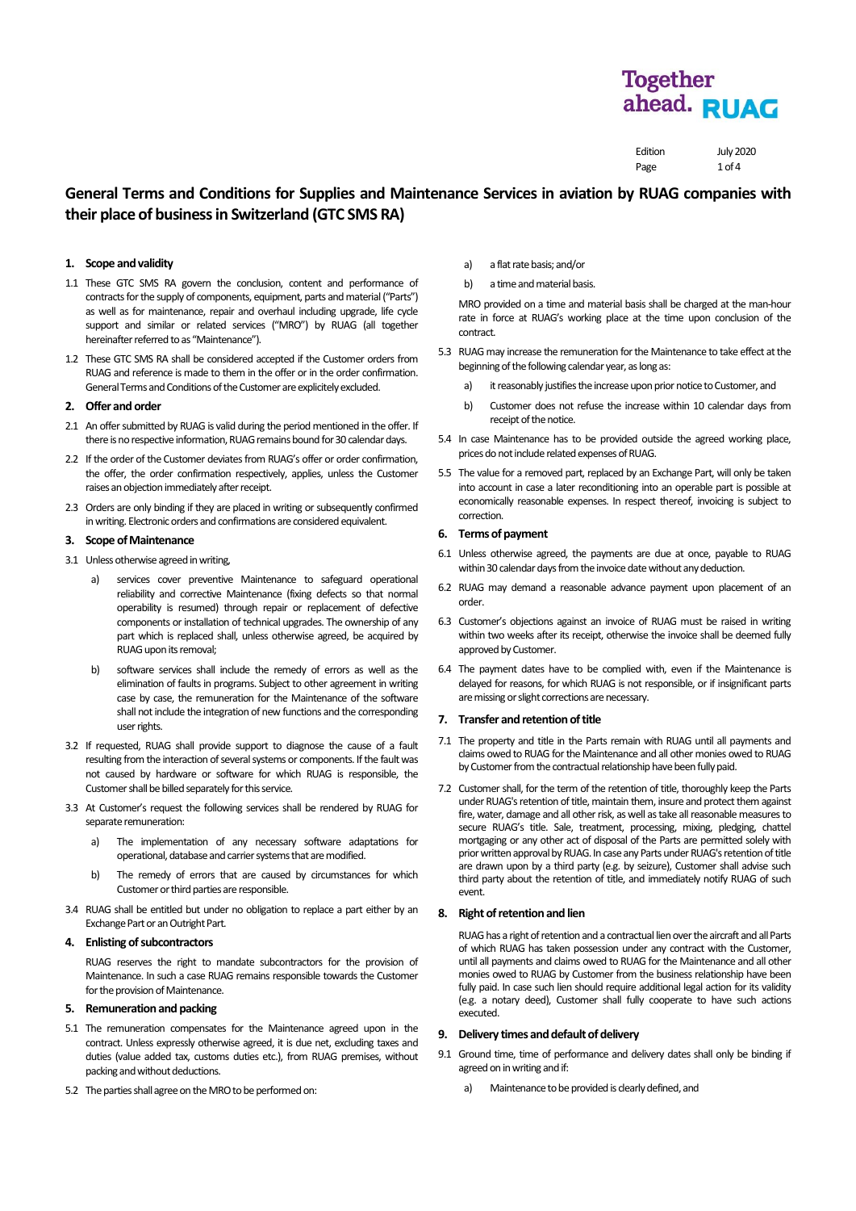# General Terms and Conditions for Supplies and Maintenance Services in aviation by RUAG companies with their place of business in Switzerland (GTC SMS RA)

## 1. Scope and validity

1.1 These GTC SMS RA govern the conclusion, content and performance of contracts for the supply of components, equipment, parts and material ("Parts") as well as for maintenance, repair and overhaul including upgrade, life cycle support and similar or related services ("MRO") by RUAG (all together hereinafter referred to as "Maintenance").

1.2 These GTC SMS RA shall be considered accepted if the Customer orders from RUAG and reference is made to them in the offer or in the order confirmation. General Terms and Conditions of the Customer are explicitely excluded.

## 2. Offer and order

2.1 An offer submitted by RUAG is valid during the period mentioned in the offer. If there is no respective information, RUAG remains bound for 30 calendar days.

2.2 If the order of the Customer deviates from RUAG's offer or order confirmation, the offer, the order confirmation respectively, applies, unless the Customer raises an objection immediately after receipt.

2.3 Orders are only binding if they are placed in writing or subsequently confirmed in writing. Electronic orders and confirmations are considered equivalent.

## 3. Scope of Maintenance

3.1 Unless otherwise agreed in writing,

- a) services cover preventive Maintenance to safeguard operational reliability and corrective Maintenance (fixing defects so that normal operability is resumed) through repair or replacement of defective components or installation of technical upgrades. The ownership of any part which is replaced shall, unless otherwise agreed, be acquired by RUAG upon its removal;
- b) software services shall include the remedy of errors as well as the elimination of faults in programs. Subject to other agreement in writing case by case, the remuneration for the Maintenance of the software shall not include the integration of new functions and the corresponding user rights.

3.2 If requested, RUAG shall provide support to diagnose the cause of a fault resulting from the interaction of several systems or components. If the fault was not caused by hardware or software for which RUAG is responsible, the Customer shall be billed separately for this service.

3.3 At Customer's request the following services shall be rendered by RUAG for separate remuneration:

- a) The implementation of any necessary software adaptations for operational, database and carrier systems that are modified.
- b) The remedy of errors that are caused by circumstances for which Customer or third parties are responsible.

3.4 RUAG shall be entitled but under no obligation to replace a part either by an Exchange Part or an Outright Part.

## 4. Enlisting of subcontractors

RUAG reserves the right to mandate subcontractors for the provision of Maintenance. In such a case RUAG remains responsible towards the Customer for the provision of Maintenance.

## 5. Remuneration and packing

5.1 The remuneration compensates for the Maintenance agreed upon in the contract. Unless expressly otherwise agreed, it is due net, excluding taxes and duties (value added tax, customs duties etc.), from RUAG premises, without packing and without deductions.

5.2 The parties shall agree on the MRO to be performed on:

- a) a flat rate basis; and/or
- b) a time and material basis.

MRO provided on a time and material basis shall be charged at the man-hour rate in force at RUAG's working place at the time upon conclusion of the contract.

5.3 RUAG may increase the remuneration for the Maintenance to take effect at the beginning of the following calendar year, as long as:

- a) it reasonably justifies the increase upon prior notice to Customer, and
- b) Customer does not refuse the increase within 10 calendar days from receipt of the notice.

5.4 In case Maintenance has to be provided outside the agreed working place, prices do not include related expenses of RUAG.

5.5 The value for a removed part, replaced by an Exchange Part, will only be taken into account in case a later reconditioning into an operable part is possible at economically reasonable expenses. In respect thereof, invoicing is subject to correction.

## 6. Terms of payment

6.1 Unless otherwise agreed, the payments are due at once, payable to RUAG within 30 calendar days from the invoice date without any deduction.

6.2 RUAG may demand a reasonable advance payment upon placement of an order.

6.3 Customer's objections against an invoice of RUAG must be raised in writing within two weeks after its receipt, otherwise the invoice shall be deemed fully approved by Customer.

6.4 The payment dates have to be complied with, even if the Maintenance is delayed for reasons, for which RUAG is not responsible, or if insignificant parts are missing or slight corrections are necessary.

## 7. Transfer and retention of title

7.1 The property and title in the Parts remain with RUAG until all payments and claims owed to RUAG for the Maintenance and all other monies owed to RUAG by Customer from the contractual relationship have been fully paid.

7.2 Customer shall, for the term of the retention of title, thoroughly keep the Parts under RUAG's retention of title, maintain them, insure and protect them against fire, water, damage and all other risk, as well as take all reasonable measures to secure RUAG's title. Sale, treatment, processing, mixing, pledging, chattel mortgaging or any other act of disposal of the Parts are permitted solely with prior written approval by RUAG. In case any Parts under RUAG's retention of title are drawn upon by a third party (e.g. by seizure), Customer shall advise such third party about the retention of title, and immediately notify RUAG of such event.

## 8. Right of retention and lien

RUAG has a right of retention and a contractual lien over the aircraft and all Parts of which RUAG has taken possession under any contract with the Customer, until all payments and claims owed to RUAG for the Maintenance and all other monies owed to RUAG by Customer from the business relationship have been fully paid. In case such lien should require additional legal action for its validity (e.g. a notary deed), Customer shall fully cooperate to have such actions executed.

## 9. Delivery times and default of delivery

9.1 Ground time, time of performance and delivery dates shall only be binding if agreed on in writing and if:

- a) Maintenance to be provided is clearly defined, and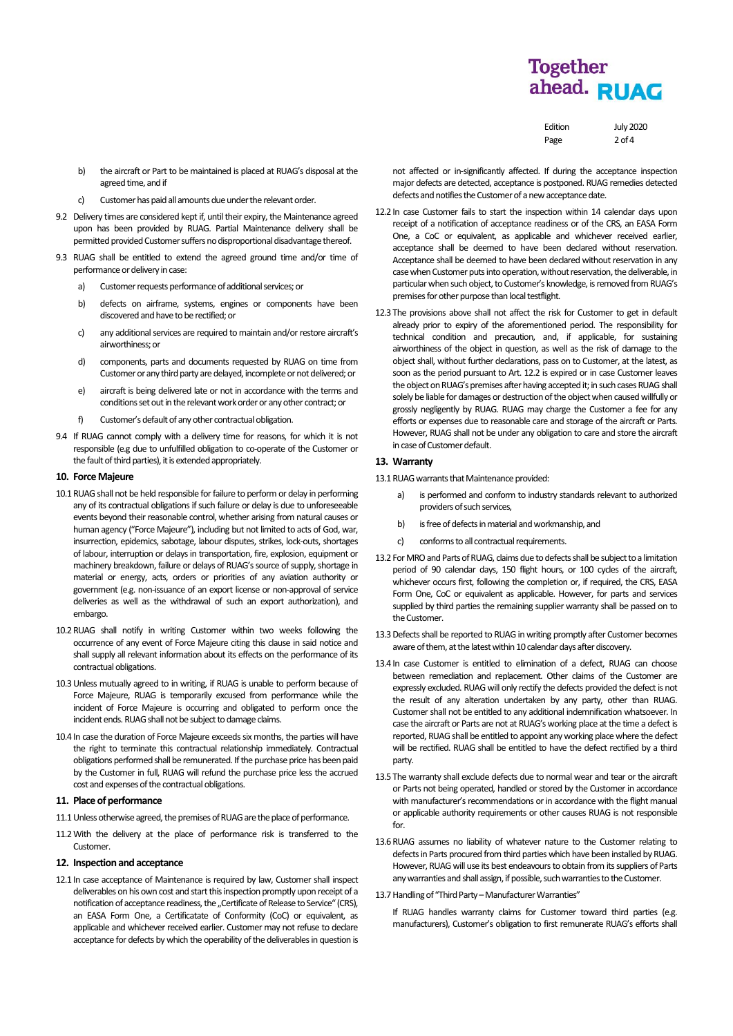b) the aircraft or Part to be maintained is placed at RUAG's disposal at the agreed time, and if

c) Customer has paid all amounts due under the relevant order.

9.2 Delivery times are considered kept if, until their expiry, the Maintenance agreed upon has been provided by RUAG. Partial Maintenance delivery shall be permitted provided Customer suffers no disproportional disadvantage thereof.

9.3 RUAG shall be entitled to extend the agreed ground time and/or time of performance or delivery in case:

a) Customer requests performance of additional services; or

b) defects on airframe, systems, engines or components have been discovered and have to be rectified; or

c) any additional services are required to maintain and/or restore aircraft's airworthiness; or

d) components, parts and documents requested by RUAG on time from Customer or any third party are delayed, incomplete or not delivered; or

e) aircraft is being delivered late or not in accordance with the terms and conditions set out in the relevant work order or any other contract; or

f) Customer's default of any other contractual obligation.

9.4 If RUAG cannot comply with a delivery time for reasons, for which it is not responsible (e.g due to unfulfilled obligation to co-operate of the Customer or the fault of third parties), it is extended appropriately.

## 10. Force Majeure

10.1 RUAG shall not be held responsible for failure to perform or delay in performing any of its contractual obligations if such failure or delay is due to unforeseeable events beyond their reasonable control, whether arising from natural causes or human agency ("Force Majeure"), including but not limited to acts of God, war, insurrection, epidemics, sabotage, labour disputes, strikes, lock-outs, shortages of labour, interruption or delays in transportation, fire, explosion, equipment or machinery breakdown, failure or delays of RUAG's source of supply, shortage in material or energy, acts, orders or priorities of any aviation authority or government (e.g. non-issuance of an export license or non-approval of service deliveries as well as the withdrawal of such an export authorization), and embargo.

10.2 RUAG shall notify in writing Customer within two weeks following the occurrence of any event of Force Majeure citing this clause in sufficient notice and shall supply all relevant information about its effects on the performance of its contractual obligations.

10.3 Unless mutually agreed to in writing, if RUAG is unable to perform because of Force Majeure, RUAG is temporarily excused from performance while the incident of Force Majeure is occurring and obligated to perform once the incident ends. RUAG shall not be subject to damage claims.

10.4 In case the duration of Force Majeure exceeds six months, the parties will have the right to terminate this contractual relationship immediately. Contractual obligations performed shall be remunerated. If the purchase price has been paid by the Customer in full, RUAG will refund the purchase price less the accrued cost and expenses of the contractual obligations.

## 11. Place of performance

11.1 Unless otherwise agreed, the premises of RUAG are the place of performance.

11.2 With the delivery at the place of performance risk is transferred to the Customer.

## 12. Inspection and acceptance

12.1 In case acceptance of Maintenance is required by law, Customer shall inspect deliverables on his own cost and start this inspection promptly upon receipt of a notification of acceptance readiness, the „Certificate of Release to Service" (CRS), an EASA Form One, a Certificatate of Conformity (CoC) or equivalent, as applicable and whichever received earlier. Customer may not refuse to declare acceptance for defects by which the operability of the deliverables in question is not affected or in-significantly affected. If during the acceptance inspection major defects are detected, acceptance is postponed. RUAG remedies detected defects and notifies the Customer of a new acceptance date.

12.2 In case Customer fails to start the inspection within 14 calendar days upon receipt of a notification of acceptance readiness or of the CRS, an EASA Form One, a CoC or equivalent, as applicable and whichever received earlier, acceptance shall be deemed to have been declared without reservation. Acceptance shall be deemed to have been declared without reservation in any case when Customer puts into operation, without reservation, the deliverable, in particular when such object, to Customer's knowledge, is removed from RUAG's premises for other purpose than local testflight.

12.3 The provisions above shall not affect the risk for Customer to get in default already prior to expiry of the aforementioned period. The responsibility for technical condition and precaution, and, if applicable, for sustaining airworthiness of the object in question, as well as the risk of damage to the object shall, without further declarations, pass on to Customer, at the latest, as soon as the period pursuant to Art. 12.2 is expired or in case Customer leaves the object on RUAG's premises after having accepted it; in such cases RUAG shall solely be liable for damages or destruction of the object when caused willfully or grossly negligently by RUAG. RUAG may charge the Customer a fee for any efforts or expenses due to reasonable care and storage of the aircraft or Parts. However, RUAG shall not be under any obligation to care and store the aircraft in case of Customer default.

## 13. Warranty

13.1 RUAG warrants that Maintenance provided:

a) is performed and conform to industry standards relevant to authorized providers of such services,

b) is free of defects in material and workmanship, and

c) conforms to all contractual requirements.

13.2 For MRO and Parts of RUAG, claims due to defects shall be subject to a limitation period of 90 calendar days, 150 flight hours, or 100 cycles of the aircraft, whichever occurs first, following the completion or, if required, the CRS, EASA Form One, CoC or equivalent as applicable. However, for parts and services supplied by third parties the remaining supplier warranty shall be passed on to the Customer.

13.3 Defects shall be reported to RUAG in writing promptly after Customer becomes aware of them, at the latest within 10 calendar days after discovery.

13.4 In case Customer is entitled to elimination of a defect, RUAG can choose between remediation and replacement. Other claims of the Customer are expressly excluded. RUAG will only rectify the defects provided the defect is not the result of any alteration undertaken by any party, other than RUAG. Customer shall not be entitled to any additional indemnification whatsoever. In case the aircraft or Parts are not at RUAG's working place at the time a defect is reported, RUAG shall be entitled to appoint any working place where the defect will be rectified. RUAG shall be entitled to have the defect rectified by a third party.

13.5 The warranty shall exclude defects due to normal wear and tear or the aircraft or Parts not being operated, handled or stored by the Customer in accordance with manufacturer's recommendations or in accordance with the flight manual or applicable authority requirements or other causes RUAG is not responsible for.

13.6 RUAG assumes no liability of whatever nature to the Customer relating to defects in Parts procured from third parties which have been installed by RUAG. However, RUAG will use its best endeavours to obtain from its suppliers of Parts any warranties and shall assign, if possible, such warranties to the Customer.

13.7 Handling of "Third Party – Manufacturer Warranties"

If RUAG handles warranty claims for Customer toward third parties (e.g. manufacturers), Customer's obligation to first remunerate RUAG's efforts shall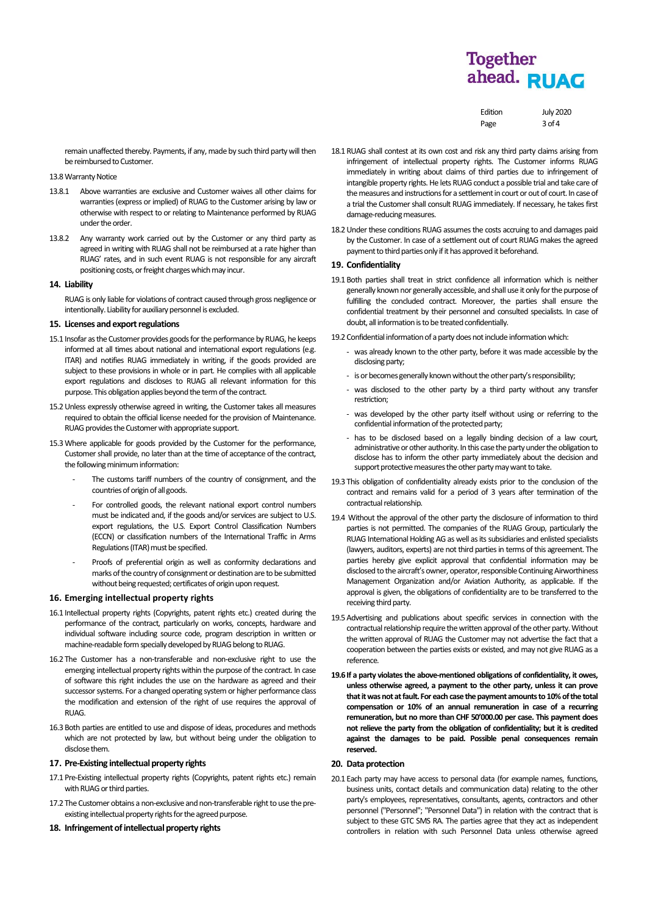remain unaffected thereby. Payments, if any, made by such third party will then be reimbursed to Customer.

13.8 Warranty Notice

13.8.1 Above warranties are exclusive and Customer waives all other claims for warranties (express or implied) of RUAG to the Customer arising by law or otherwise with respect to or relating to Maintenance performed by RUAG under the order.

13.8.2 Any warranty work carried out by the Customer or any third party as agreed in writing with RUAG shall not be reimbursed at a rate higher than RUAG' rates, and in such event RUAG is not responsible for any aircraft positioning costs, or freight charges which may incur.

## 14. Liability

RUAG is only liable for violations of contract caused through gross negligence or intentionally. Liability for auxiliary personnel is excluded.

## 15. Licenses and export regulations

15.1 Insofar as the Customer provides goods for the performance by RUAG, he keeps informed at all times about national and international export regulations (e.g. ITAR) and notifies RUAG immediately in writing, if the goods provided are subject to these provisions in whole or in part. He complies with all applicable export regulations and discloses to RUAG all relevant information for this purpose. This obligation applies beyond the term of the contract.

15.2 Unless expressly otherwise agreed in writing, the Customer takes all measures required to obtain the official license needed for the provision of Maintenance. RUAG provides the Customer with appropriate support.

15.3 Where applicable for goods provided by the Customer for the performance, Customer shall provide, no later than at the time of acceptance of the contract, the following minimum information:

- The customs tariff numbers of the country of consignment, and the countries of origin of all goods.
- For controlled goods, the relevant national export control numbers must be indicated and, if the goods and/or services are subject to U.S. export regulations, the U.S. Export Control Classification Numbers (ECCN) or classification numbers of the International Traffic in Arms Regulations (ITAR) must be specified.
- Proofs of preferential origin as well as conformity declarations and marks of the country of consignment or destination are to be submitted without being requested; certificates of origin upon request.

## 16. Emerging intellectual property rights

16.1 Intellectual property rights (Copyrights, patent rights etc.) created during the performance of the contract, particularly on works, concepts, hardware and individual software including source code, program description in written or machine-readable form specially developed by RUAG belong to RUAG.

16.2 The Customer has a non-transferable and non-exclusive right to use the emerging intellectual property rights within the purpose of the contract. In case of software this right includes the use on the hardware as agreed and their successor systems. For a changed operating system or higher performance class the modification and extension of the right of use requires the approval of RUAG.

16.3 Both parties are entitled to use and dispose of ideas, procedures and methods which are not protected by law, but without being under the obligation to disclose them.

## 17. Pre-Existing intellectual property rights

17.1 Pre-Existing intellectual property rights (Copyrights, patent rights etc.) remain with RUAG or third parties.

17.2 The Customer obtains a non-exclusive and non-transferable right to use the pre-existing intellectual property rights for the agreed purpose.

## 18. Infringement of intellectual property rights

18.1 RUAG shall contest at its own cost and risk any third party claims arising from infringement of intellectual property rights. The Customer informs RUAG immediately in writing about claims of third parties due to infringement of intangible property rights. He lets RUAG conduct a possible trial and take care of the measures and instructions for a settlement in court or out of court. In case of a trial the Customer shall consult RUAG immediately. If necessary, he takes first damage-reducing measures.

18.2 Under these conditions RUAG assumes the costs accruing to and damages paid by the Customer. In case of a settlement out of court RUAG makes the agreed payment to third parties only if it has approved it beforehand.

## 19. Confidentiality

19.1 Both parties shall treat in strict confidence all information which is neither generally known nor generally accessible, and shall use it only for the purpose of fulfilling the concluded contract. Moreover, the parties shall ensure the confidential treatment by their personnel and consulted specialists. In case of doubt, all information is to be treated confidentially.

19.2 Confidential information of a party does not include information which:

- was already known to the other party, before it was made accessible by the disclosing party;
- is or becomes generally known without the other party's responsibility;
- was disclosed to the other party by a third party without any transfer restriction;
- was developed by the other party itself without using or referring to the confidential information of the protected party;
- has to be disclosed based on a legally binding decision of a law court, administrative or other authority. In this case the party under the obligation to disclose has to inform the other party immediately about the decision and support protective measures the other party may want to take.

19.3 This obligation of confidentiality already exists prior to the conclusion of the contract and remains valid for a period of 3 years after termination of the contractual relationship.

19.4 Without the approval of the other party the disclosure of information to third parties is not permitted. The companies of the RUAG Group, particularly the RUAG International Holding AG as well as its subsidiaries and enlisted specialists (lawyers, auditors, experts) are not third parties in terms of this agreement. The parties hereby give explicit approval that confidential information may be disclosed to the aircraft's owner, operator, responsible Continuing Airworthiness Management Organization and/or Aviation Authority, as applicable. If the approval is given, the obligations of confidentiality are to be transferred to the receiving third party.

19.5 Advertising and publications about specific services in connection with the contractual relationship require the written approval of the other party. Without the written approval of RUAG the Customer may not advertise the fact that a cooperation between the parties exists or existed, and may not give RUAG as a reference.

**19.6 If a party violates the above-mentioned obligations of confidentiality, it owes, unless otherwise agreed, a payment to the other party, unless it can prove that it was not at fault. For each case the payment amounts to 10% of the total compensation or 10% of an annual remuneration in case of a recurring remuneration, but no more than CHF 50'000.00 per case. This payment does not relieve the party from the obligation of confidentiality; but it is credited against the damages to be paid. Possible penal consequences remain reserved.**

## 20. Data protection

20.1 Each party may have access to personal data (for example names, functions, business units, contact details and communication data) relating to the other party's employees, representatives, consultants, agents, contractors and other personnel ("Personnel"; "Personnel Data") in relation with the contract that is subject to these GTC SMS RA. The parties agree that they act as independent controllers in relation with such Personnel Data unless otherwise agreed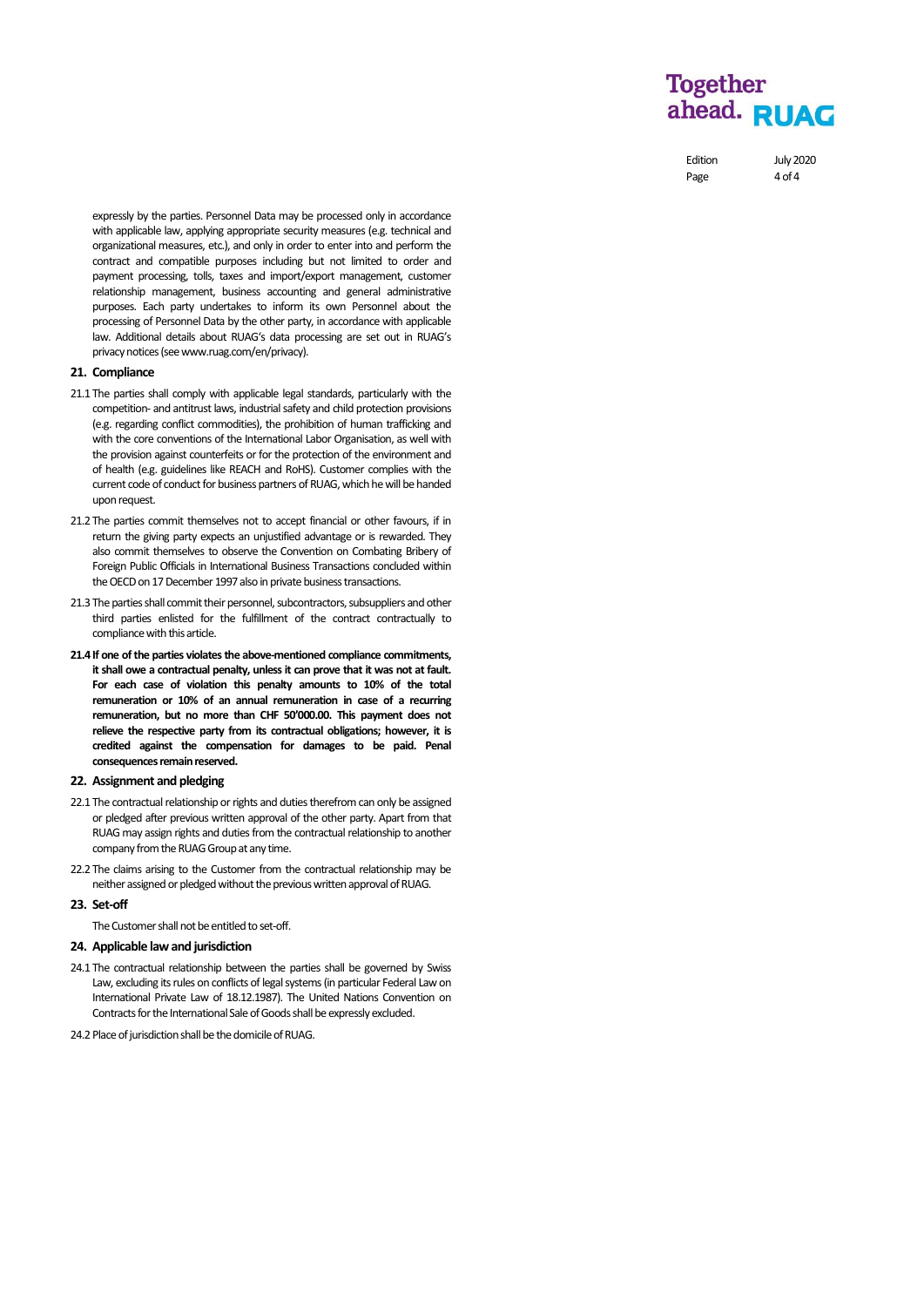expressly by the parties. Personnel Data may be processed only in accordance with applicable law, applying appropriate security measures (e.g. technical and organizational measures, etc.), and only in order to enter into and perform the contract and compatible purposes including but not limited to order and payment processing, tolls, taxes and import/export management, customer relationship management, business accounting and general administrative purposes. Each party undertakes to inform its own Personnel about the processing of Personnel Data by the other party, in accordance with applicable law. Additional details about RUAG's data processing are set out in RUAG's privacy notices (see www.ruag.com/en/privacy).

## 21. Compliance

21.1 The parties shall comply with applicable legal standards, particularly with the competition- and antitrust laws, industrial safety and child protection provisions (e.g. regarding conflict commodities), the prohibition of human trafficking and with the core conventions of the International Labor Organisation, as well with the provision against counterfeits or for the protection of the environment and of health (e.g. guidelines like REACH and RoHS). Customer complies with the current code of conduct for business partners of RUAG, which he will be handed upon request.

21.2 The parties commit themselves not to accept financial or other favours, if in return the giving party expects an unjustified advantage or is rewarded. They also commit themselves to observe the Convention on Combating Bribery of Foreign Public Officials in International Business Transactions concluded within the OECD on 17 December 1997 also in private business transactions.

21.3 The parties shall commit their personnel, subcontractors, subsuppliers and other third parties enlisted for the fulfillment of the contract contractually to compliance with this article.

**21.4 If one of the parties violates the above-mentioned compliance commitments, it shall owe a contractual penalty, unless it can prove that it was not at fault. For each case of violation this penalty amounts to 10% of the total remuneration or 10% of an annual remuneration in case of a recurring remuneration, but no more than CHF 50'000.00. This payment does not relieve the respective party from its contractual obligations; however, it is credited against the compensation for damages to be paid. Penal consequences remain reserved.**

## 22. Assignment and pledging

22.1 The contractual relationship or rights and duties therefrom can only be assigned or pledged after previous written approval of the other party. Apart from that RUAG may assign rights and duties from the contractual relationship to another company from the RUAG Group at any time.

22.2 The claims arising to the Customer from the contractual relationship may be neither assigned or pledged without the previous written approval of RUAG.

## 23. Set-off

The Customer shall not be entitled to set-off.

## 24. Applicable law and jurisdiction

24.1 The contractual relationship between the parties shall be governed by Swiss Law, excluding its rules on conflicts of legal systems (in particular Federal Law on International Private Law of 18.12.1987). The United Nations Convention on Contracts for the International Sale of Goods shall be expressly excluded.

24.2 Place of jurisdiction shall be the domicile of RUAG.